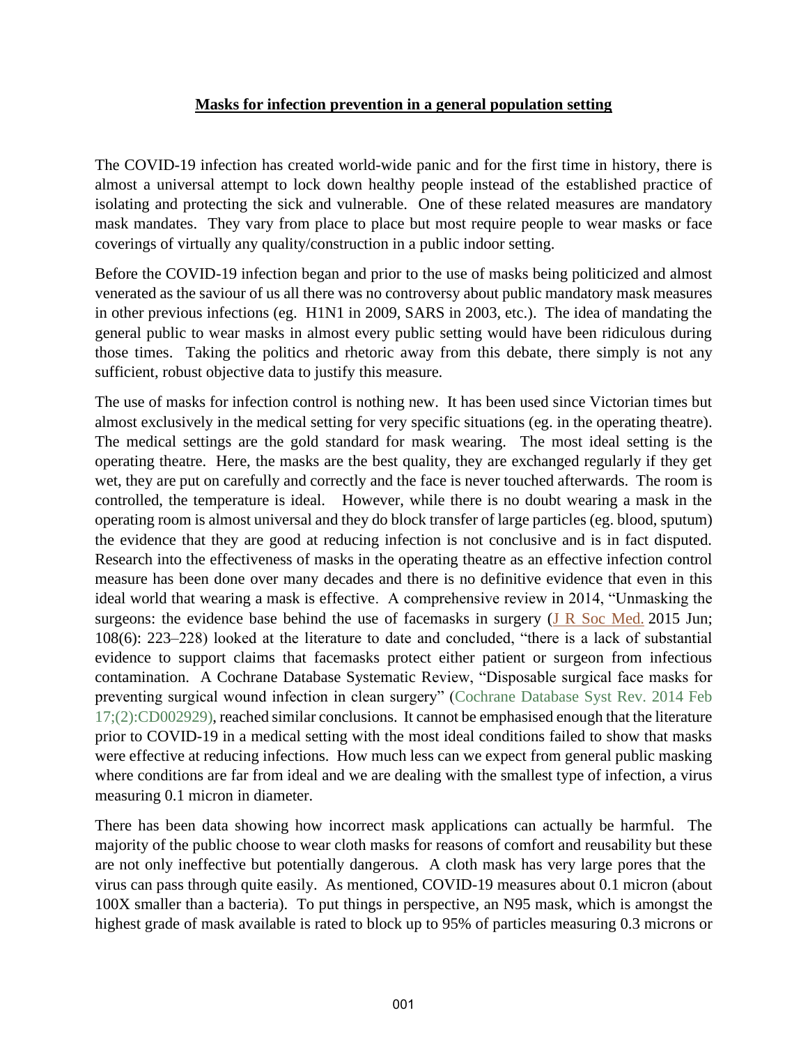**Masks for infection prevention in a general population setting**

The COVID-19 infection has created world-wide panic and for the first time in history, there is almost a universal attempt to lock down healthy people instead of the established practice of isolating and protecting the sick and vulnerable. One of these related measures are mandatory mask mandates. They vary from place to place but most require people to wear masks or face coverings of virtually any quality/construction in a public indoor setting.

Before the COVID-19 infection began and prior to the use of masks being politicized and almost venerated as the saviour of us all there was no controversy about public mandatory mask measures in other previous infections (eg. H1N1 in 2009, SARS in 2003, etc.). The idea of mandating the general public to wear masks in almost every public setting would have been ridiculous during those times. Taking the politics and rhetoric away from this debate, there simply is not any sufficient, robust objective data to justify this measure.

The use of masks for infection control is nothing new. It has been used since Victorian times but almost exclusively in the medical setting for very specific situations (eg. in the operating theatre). The medical settings are the gold standard for mask wearing. The most ideal setting is the operating theatre. Here, the masks are the best quality, they are exchanged regularly if they get wet, they are put on carefully and correctly and the face is never touched afterwards. The room is controlled, the temperature is ideal. However, while there is no doubt wearing a mask in the operating room is almost universal and they do block transfer of large particles (eg. blood, sputum) the evidence that they are good at reducing infection is not conclusive and is in fact disputed. Research into the effectiveness of masks in the operating theatre as an effective infection control measure has been done over many decades and there is no definitive evidence that even in this ideal world that wearing a mask is effective. A comprehensive review in 2014, "Unmasking the surgeons: the evidence base behind the use of facemasks in surgery (J R Soc Med. 2015 Jun; 108(6): 223–228) looked at the literature to date and concluded, "there is a lack of substantial evidence to support claims that facemasks protect either patient or surgeon from infectious contamination. A Cochrane Database Systematic Review, "Disposable surgical face masks for preventing surgical wound infection in clean surgery" (Cochrane Database Syst Rev. 2014 Feb 17;(2):CD002929), reached similar conclusions. It cannot be emphasised enough that the literature prior to COVID-19 in a medical setting with the most ideal conditions failed to show that masks were effective at reducing infections. How much less can we expect from general public masking where conditions are far from ideal and we are dealing with the smallest type of infection, a virus measuring 0.1 micron in diameter.

There has been data showing how incorrect mask applications can actually be harmful. The majority of the public choose to wear cloth masks for reasons of comfort and reusability but these are not only ineffective but potentially dangerous. A cloth mask has very large pores that the virus can pass through quite easily. As mentioned, COVID-19 measures about 0.1 micron (about 100X smaller than a bacteria). To put things in perspective, an N95 mask, which is amongst the highest grade of mask available is rated to block up to 95% of particles measuring 0.3 microns or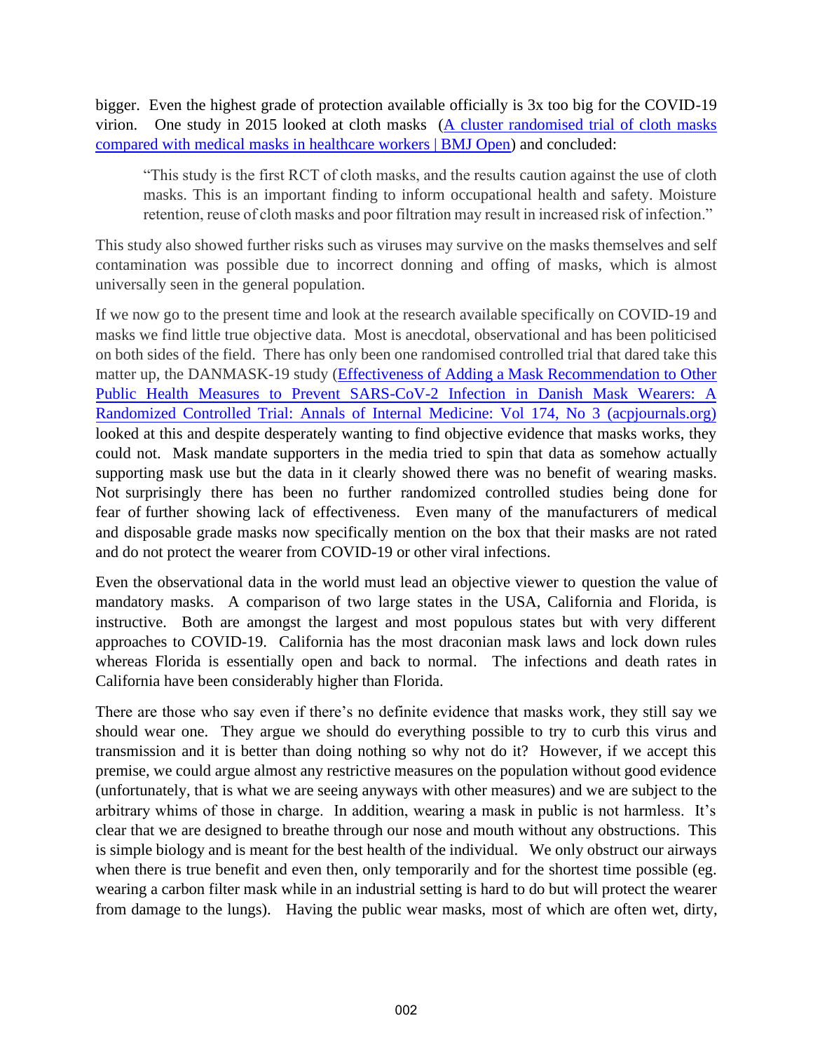bigger. Even the highest grade of protection available officially is 3x too big for the COVID-19 virion. One study in 2015 looked at cloth masks ([A cluster randomised trial of cloth masks compared with medical masks in healthcare workers | BMJ Open]()) and concluded:

> "This study is the first RCT of cloth masks, and the results caution against the use of cloth masks. This is an important finding to inform occupational health and safety. Moisture retention, reuse of cloth masks and poor filtration may result in increased risk of infection."

This study also showed further risks such as viruses may survive on the masks themselves and self contamination was possible due to incorrect donning and offing of masks, which is almost universally seen in the general population.

If we now go to the present time and look at the research available specifically on COVID-19 and masks we find little true objective data. Most is anecdotal, observational and has been politicised on both sides of the field. There has only been one randomised controlled trial that dared take this matter up, the DANMASK-19 study ([Effectiveness of Adding a Mask Recommendation to Other Public Health Measures to Prevent SARS-CoV-2 Infection in Danish Mask Wearers: A Randomized Controlled Trial: Annals of Internal Medicine: Vol 174, No 3 (acpjournals.org)]()) looked at this and despite desperately wanting to find objective evidence that masks works, they could not. Mask mandate supporters in the media tried to spin that data as somehow actually supporting mask use but the data in it clearly showed there was no benefit of wearing masks. Not surprisingly there has been no further randomized controlled studies being done for fear of further showing lack of effectiveness. Even many of the manufacturers of medical and disposable grade masks now specifically mention on the box that their masks are not rated and do not protect the wearer from COVID-19 or other viral infections.

Even the observational data in the world must lead an objective viewer to question the value of mandatory masks. A comparison of two large states in the USA, California and Florida, is instructive. Both are amongst the largest and most populous states but with very different approaches to COVID-19. California has the most draconian mask laws and lock down rules whereas Florida is essentially open and back to normal. The infections and death rates in California have been considerably higher than Florida.

There are those who say even if there's no definite evidence that masks work, they still say we should wear one. They argue we should do everything possible to try to curb this virus and transmission and it is better than doing nothing so why not do it? However, if we accept this premise, we could argue almost any restrictive measures on the population without good evidence (unfortunately, that is what we are seeing anyways with other measures) and we are subject to the arbitrary whims of those in charge. In addition, wearing a mask in public is not harmless. It's clear that we are designed to breathe through our nose and mouth without any obstructions. This is simple biology and is meant for the best health of the individual. We only obstruct our airways when there is true benefit and even then, only temporarily and for the shortest time possible (eg. wearing a carbon filter mask while in an industrial setting is hard to do but will protect the wearer from damage to the lungs). Having the public wear masks, most of which are often wet, dirty,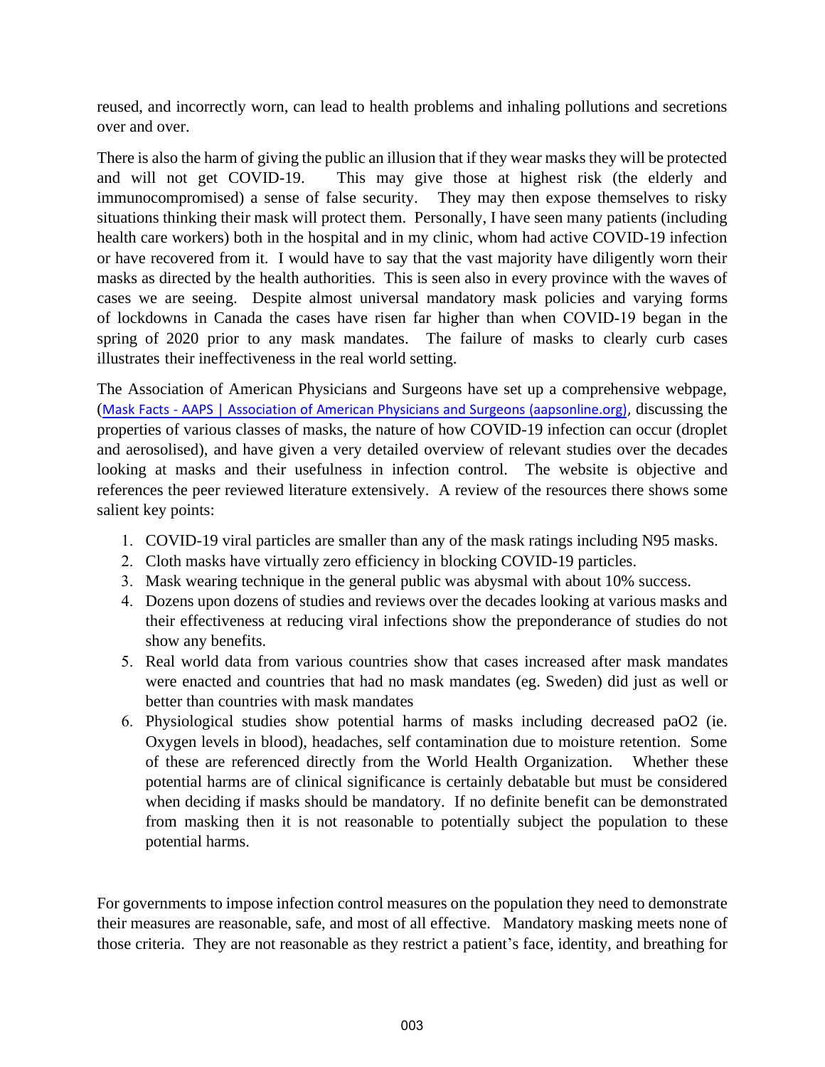reused, and incorrectly worn, can lead to health problems and inhaling pollutions and secretions over and over.

There is also the harm of giving the public an illusion that if they wear masks they will be protected and will not get COVID-19. This may give those at highest risk (the elderly and immunocompromised) a sense of false security. They may then expose themselves to risky situations thinking their mask will protect them. Personally, I have seen many patients (including health care workers) both in the hospital and in my clinic, whom had active COVID-19 infection or have recovered from it. I would have to say that the vast majority have diligently worn their masks as directed by the health authorities. This is seen also in every province with the waves of cases we are seeing. Despite almost universal mandatory mask policies and varying forms of lockdowns in Canada the cases have risen far higher than when COVID-19 began in the spring of 2020 prior to any mask mandates. The failure of masks to clearly curb cases illustrates their ineffectiveness in the real world setting.

The Association of American Physicians and Surgeons have set up a comprehensive webpage, (Mask Facts - AAPS | Association of American Physicians and Surgeons (aapsonline.org)*,* discussing the properties of various classes of masks, the nature of how COVID-19 infection can occur (droplet and aerosolised), and have given a very detailed overview of relevant studies over the decades looking at masks and their usefulness in infection control. The website is objective and references the peer reviewed literature extensively. A review of the resources there shows some salient key points:

1. COVID-19 viral particles are smaller than any of the mask ratings including N95 masks.
2. Cloth masks have virtually zero efficiency in blocking COVID-19 particles.
3. Mask wearing technique in the general public was abysmal with about 10% success.
4. Dozens upon dozens of studies and reviews over the decades looking at various masks and their effectiveness at reducing viral infections show the preponderance of studies do not show any benefits.
5. Real world data from various countries show that cases increased after mask mandates were enacted and countries that had no mask mandates (eg. Sweden) did just as well or better than countries with mask mandates
6. Physiological studies show potential harms of masks including decreased paO2 (ie. Oxygen levels in blood), headaches, self contamination due to moisture retention. Some of these are referenced directly from the World Health Organization. Whether these potential harms are of clinical significance is certainly debatable but must be considered when deciding if masks should be mandatory. If no definite benefit can be demonstrated from masking then it is not reasonable to potentially subject the population to these potential harms.

For governments to impose infection control measures on the population they need to demonstrate their measures are reasonable, safe, and most of all effective. Mandatory masking meets none of those criteria. They are not reasonable as they restrict a patient's face, identity, and breathing for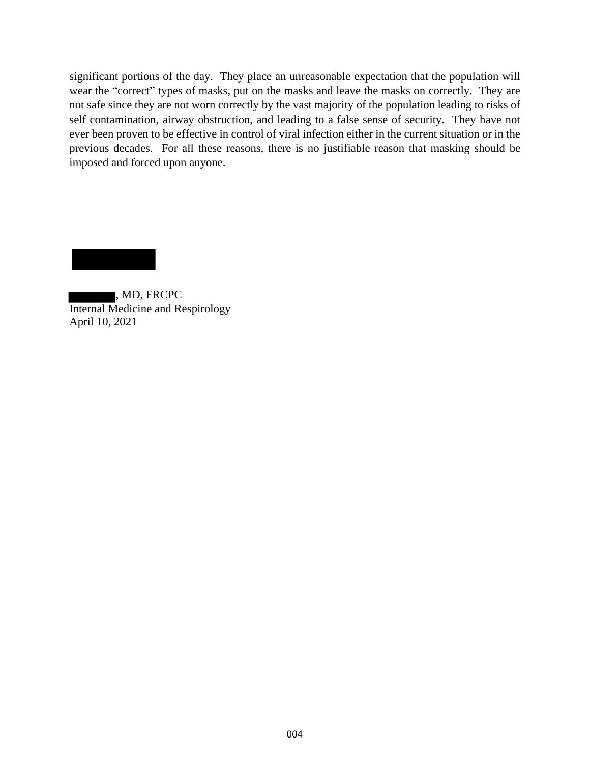significant portions of the day. They place an unreasonable expectation that the population will wear the "correct" types of masks, put on the masks and leave the masks on correctly. They are not safe since they are not worn correctly by the vast majority of the population leading to risks of self contamination, airway obstruction, and leading to a false sense of security. They have not ever been proven to be effective in control of viral infection either in the current situation or in the previous decades. For all these reasons, there is no justifiable reason that masking should be imposed and forced upon anyone.

[REDACTED]

[REDACTED], MD, FRCPC
Internal Medicine and Respirology
April 10, 2021